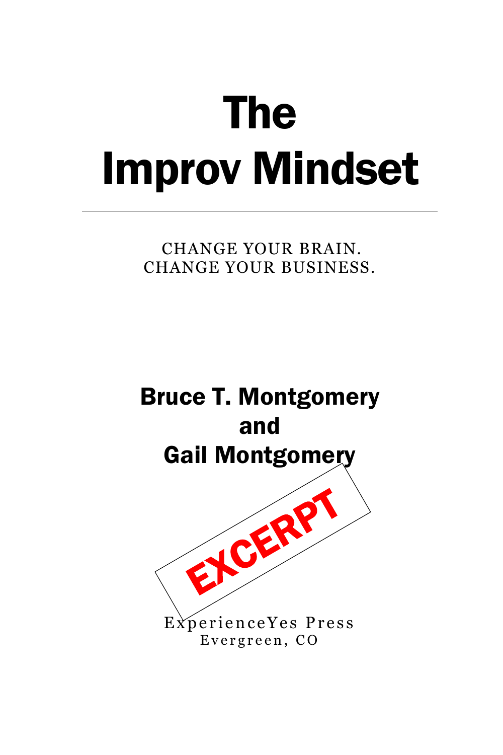# The Improv Mindset

CHANGE YOUR BRAIN.
CHANGE YOUR BUSINESS.

**Bruce T. Montgomery**
**and**
**Gail Montgomery**

EXCERPT

ExperienceYes Press
Evergreen, CO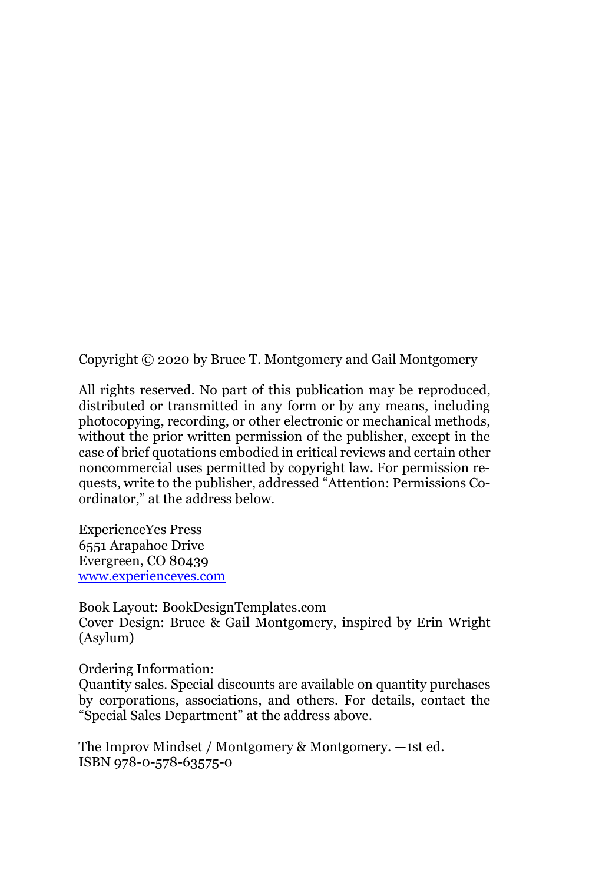Copyright © 2020 by Bruce T. Montgomery and Gail Montgomery

All rights reserved. No part of this publication may be reproduced, distributed or transmitted in any form or by any means, including photocopying, recording, or other electronic or mechanical methods, without the prior written permission of the publisher, except in the case of brief quotations embodied in critical reviews and certain other noncommercial uses permitted by copyright law. For permission requests, write to the publisher, addressed “Attention: Permissions Coordinator,” at the address below.

ExperienceYes Press
6551 Arapahoe Drive
Evergreen, CO 80439
www.experienceyes.com

Book Layout: BookDesignTemplates.com
Cover Design: Bruce & Gail Montgomery, inspired by Erin Wright (Asylum)

Ordering Information:
Quantity sales. Special discounts are available on quantity purchases by corporations, associations, and others. For details, contact the “Special Sales Department” at the address above.

The Improv Mindset / Montgomery & Montgomery. —1st ed.
ISBN 978-0-578-63575-0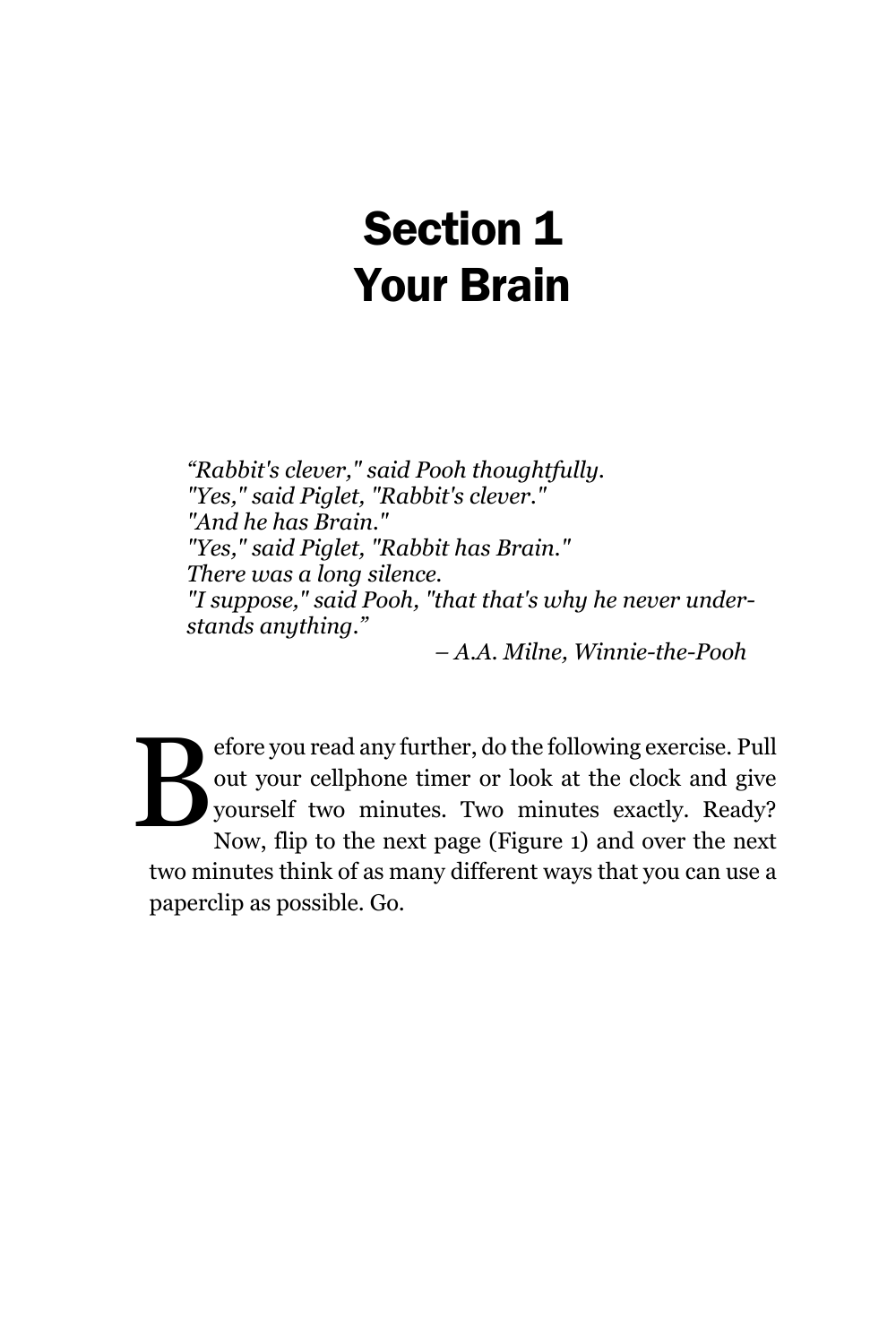# Section 1
# Your Brain

*“Rabbit's clever," said Pooh thoughtfully.*
*"Yes," said Piglet, "Rabbit's clever."*
*"And he has Brain."*
*"Yes," said Piglet, "Rabbit has Brain."*
*There was a long silence.*
*"I suppose," said Pooh, "that that's why he never understands anything.”*

*– A.A. Milne, Winnie-the-Pooh*

Before you read any further, do the following exercise. Pull out your cellphone timer or look at the clock and give yourself two minutes. Two minutes exactly. Ready? Now, flip to the next page (Figure 1) and over the next two minutes think of as many different ways that you can use a paperclip as possible. Go.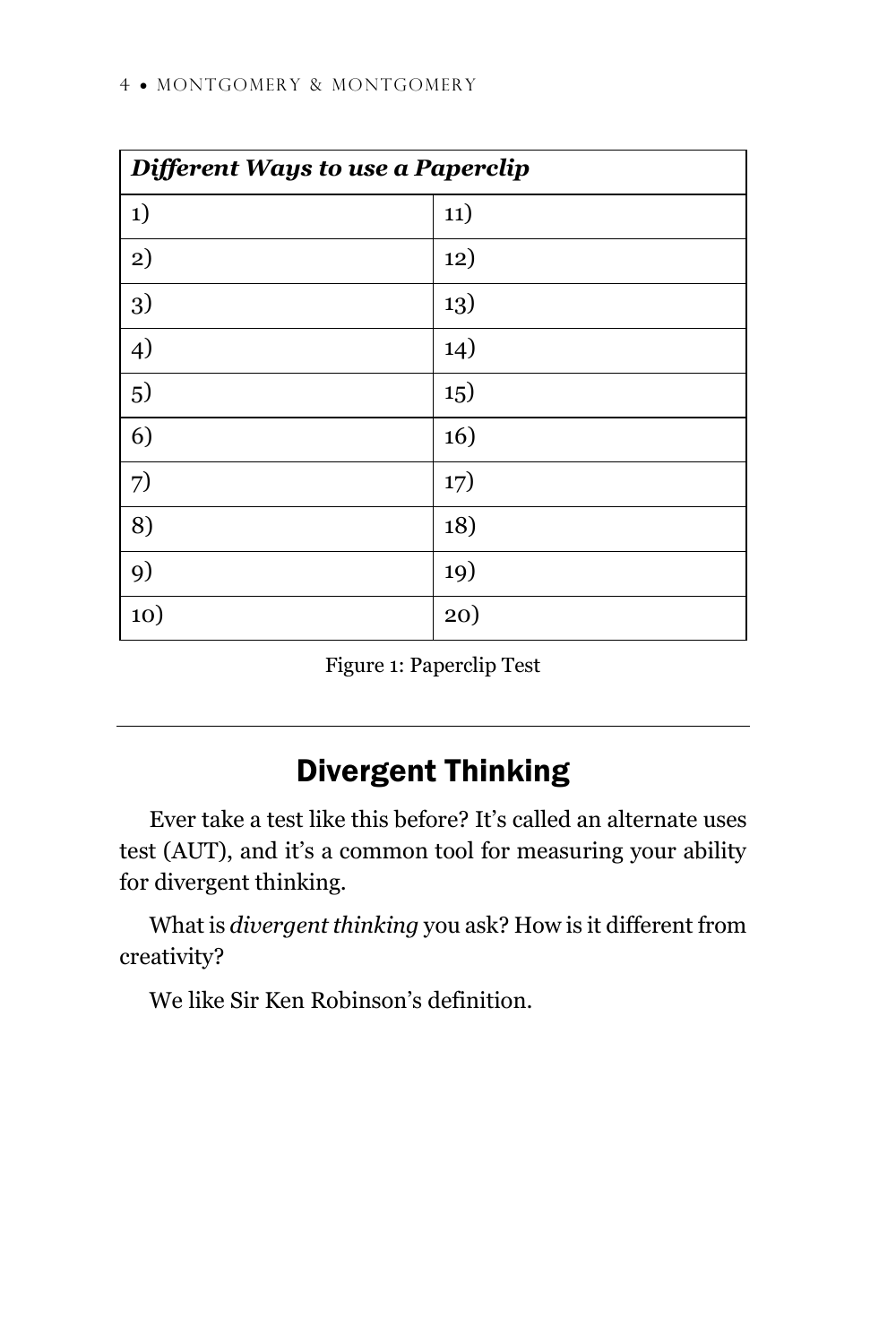| *Different Ways to use a Paperclip* | |
| --- | --- |
| 1) | 11) |
| 2) | 12) |
| 3) | 13) |
| 4) | 14) |
| 5) | 15) |
| 6) | 16) |
| 7) | 17) |
| 8) | 18) |
| 9) | 19) |
| 10) | 20) |

Figure 1: Paperclip Test

---

## Divergent Thinking

Ever take a test like this before? It's called an alternate uses test (AUT), and it's a common tool for measuring your ability for divergent thinking.

What is *divergent thinking* you ask? How is it different from creativity?

We like Sir Ken Robinson's definition.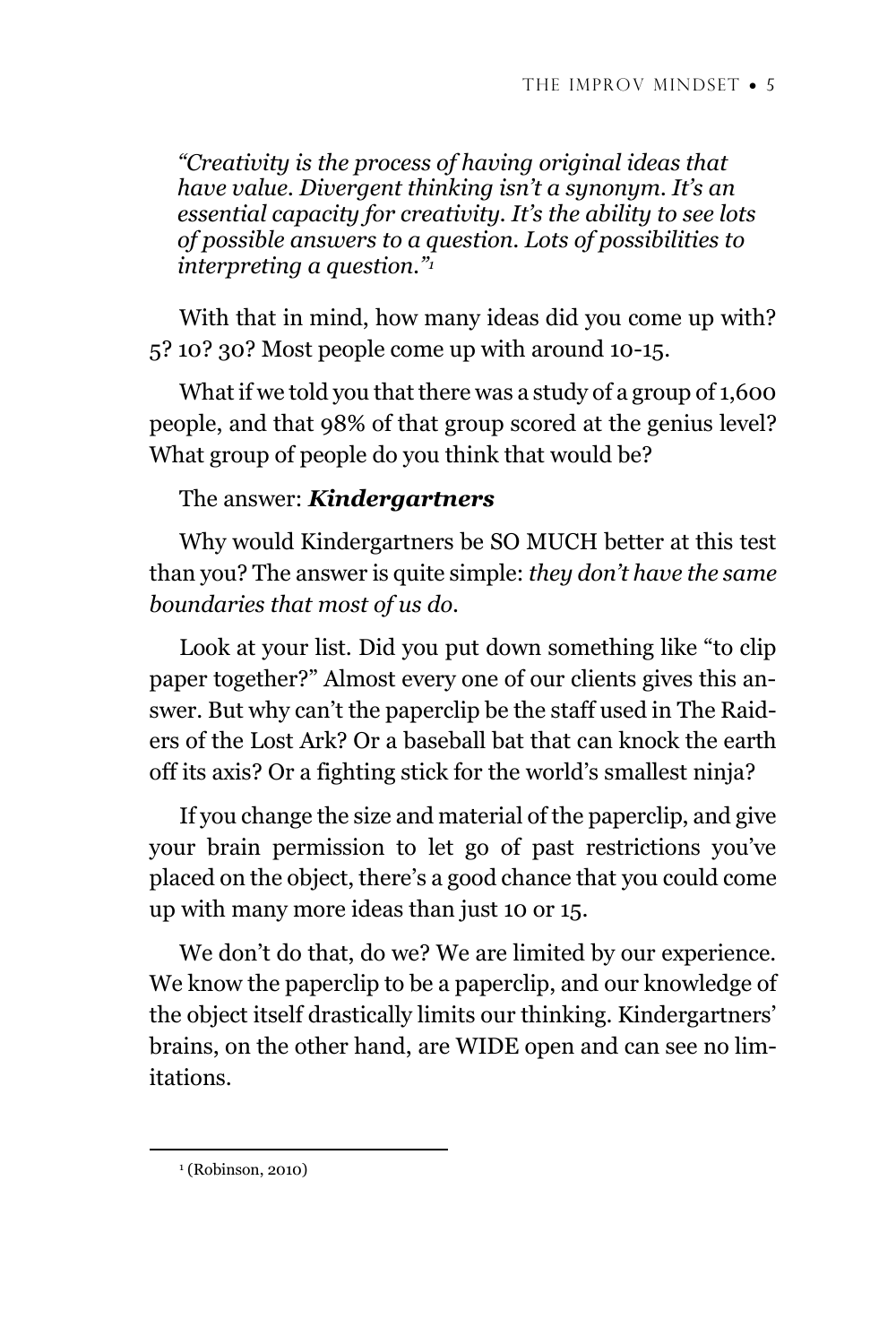*"Creativity is the process of having original ideas that have value. Divergent thinking isn't a synonym. It's an essential capacity for creativity. It's the ability to see lots of possible answers to a question. Lots of possibilities to interpreting a question."*[1]

With that in mind, how many ideas did you come up with? 5? 10? 30? Most people come up with around 10-15.

What if we told you that there was a study of a group of 1,600 people, and that 98% of that group scored at the genius level? What group of people do you think that would be?

The answer: ***Kindergartners***

Why would Kindergartners be SO MUCH better at this test than you? The answer is quite simple: *they don't have the same boundaries that most of us do.*

Look at your list. Did you put down something like "to clip paper together?" Almost every one of our clients gives this answer. But why can't the paperclip be the staff used in The Raiders of the Lost Ark? Or a baseball bat that can knock the earth off its axis? Or a fighting stick for the world's smallest ninja?

If you change the size and material of the paperclip, and give your brain permission to let go of past restrictions you've placed on the object, there's a good chance that you could come up with many more ideas than just 10 or 15.

We don't do that, do we? We are limited by our experience. We know the paperclip to be a paperclip, and our knowledge of the object itself drastically limits our thinking. Kindergartners' brains, on the other hand, are WIDE open and can see no limitations.

---

[1] (Robinson, 2010)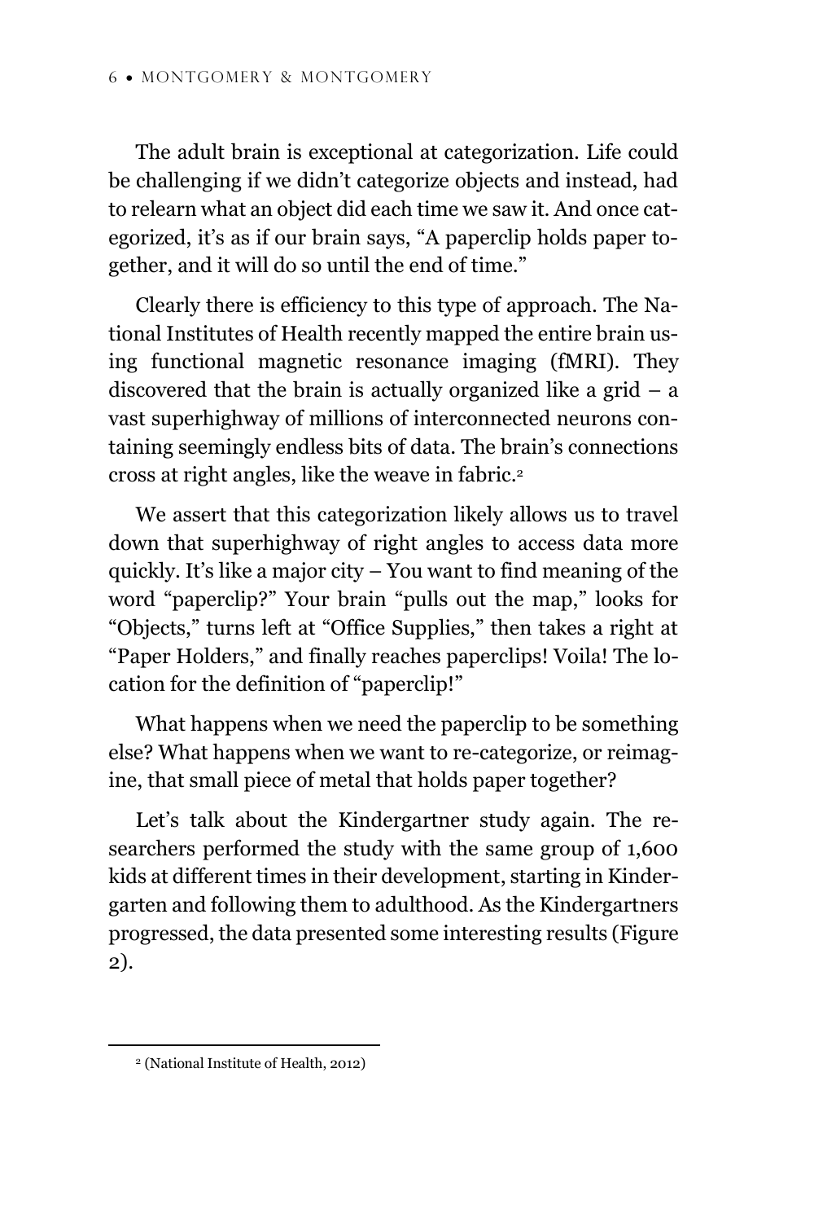The adult brain is exceptional at categorization. Life could be challenging if we didn't categorize objects and instead, had to relearn what an object did each time we saw it. And once categorized, it's as if our brain says, "A paperclip holds paper together, and it will do so until the end of time."

Clearly there is efficiency to this type of approach. The National Institutes of Health recently mapped the entire brain using functional magnetic resonance imaging (fMRI). They discovered that the brain is actually organized like a grid – a vast superhighway of millions of interconnected neurons containing seemingly endless bits of data. The brain's connections cross at right angles, like the weave in fabric.[2]

We assert that this categorization likely allows us to travel down that superhighway of right angles to access data more quickly. It's like a major city – You want to find meaning of the word "paperclip?" Your brain "pulls out the map," looks for "Objects," turns left at "Office Supplies," then takes a right at "Paper Holders," and finally reaches paperclips! Voila! The location for the definition of "paperclip!"

What happens when we need the paperclip to be something else? What happens when we want to re-categorize, or reimagine, that small piece of metal that holds paper together?

Let's talk about the Kindergartner study again. The researchers performed the study with the same group of 1,600 kids at different times in their development, starting in Kindergarten and following them to adulthood. As the Kindergartners progressed, the data presented some interesting results (Figure 2).

---

[2] (National Institute of Health, 2012)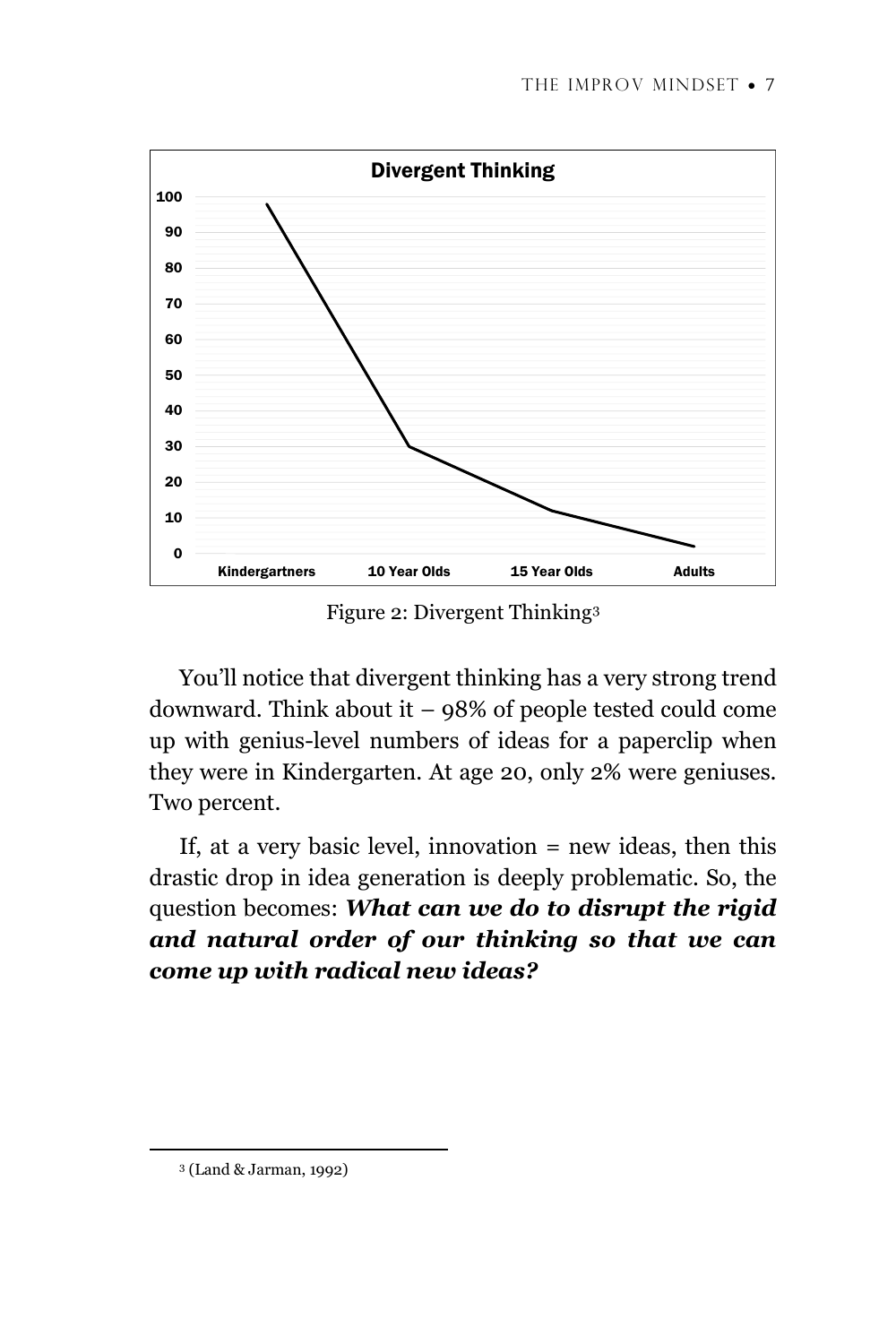Figure 2: Divergent Thinking[3]

You'll notice that divergent thinking has a very strong trend downward. Think about it – 98% of people tested could come up with genius-level numbers of ideas for a paperclip when they were in Kindergarten. At age 20, only 2% were geniuses. Two percent.

If, at a very basic level, innovation = new ideas, then this drastic drop in idea generation is deeply problematic. So, the question becomes: ***What can we do to disrupt the rigid and natural order of our thinking so that we can come up with radical new ideas?***

[3] (Land & Jarman, 1992)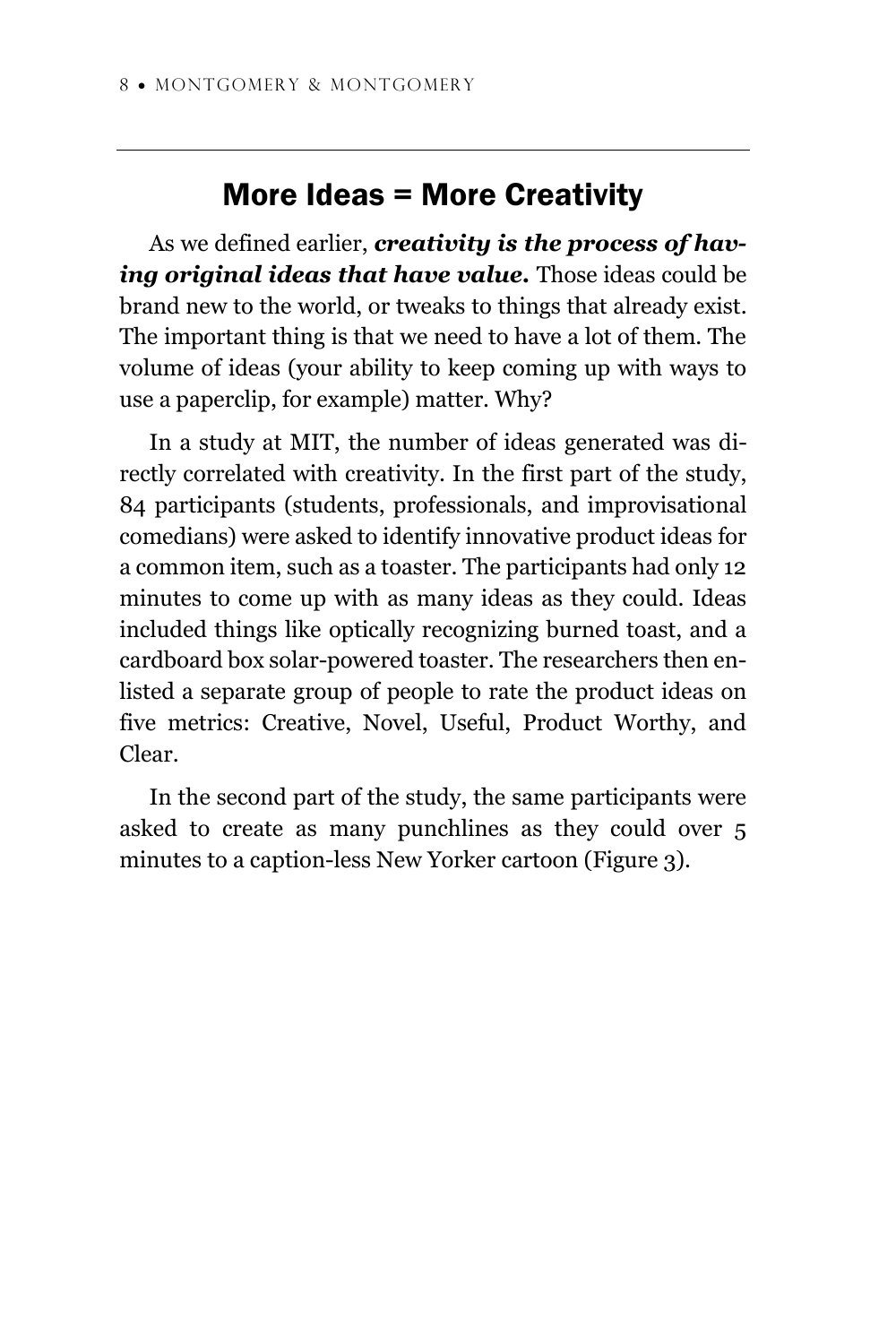## More Ideas = More Creativity

As we defined earlier, ***creativity is the process of having original ideas that have value.*** Those ideas could be brand new to the world, or tweaks to things that already exist. The important thing is that we need to have a lot of them. The volume of ideas (your ability to keep coming up with ways to use a paperclip, for example) matter. Why?

In a study at MIT, the number of ideas generated was directly correlated with creativity. In the first part of the study, 84 participants (students, professionals, and improvisational comedians) were asked to identify innovative product ideas for a common item, such as a toaster. The participants had only 12 minutes to come up with as many ideas as they could. Ideas included things like optically recognizing burned toast, and a cardboard box solar-powered toaster. The researchers then enlisted a separate group of people to rate the product ideas on five metrics: Creative, Novel, Useful, Product Worthy, and Clear.

In the second part of the study, the same participants were asked to create as many punchlines as they could over 5 minutes to a caption-less New Yorker cartoon (Figure 3).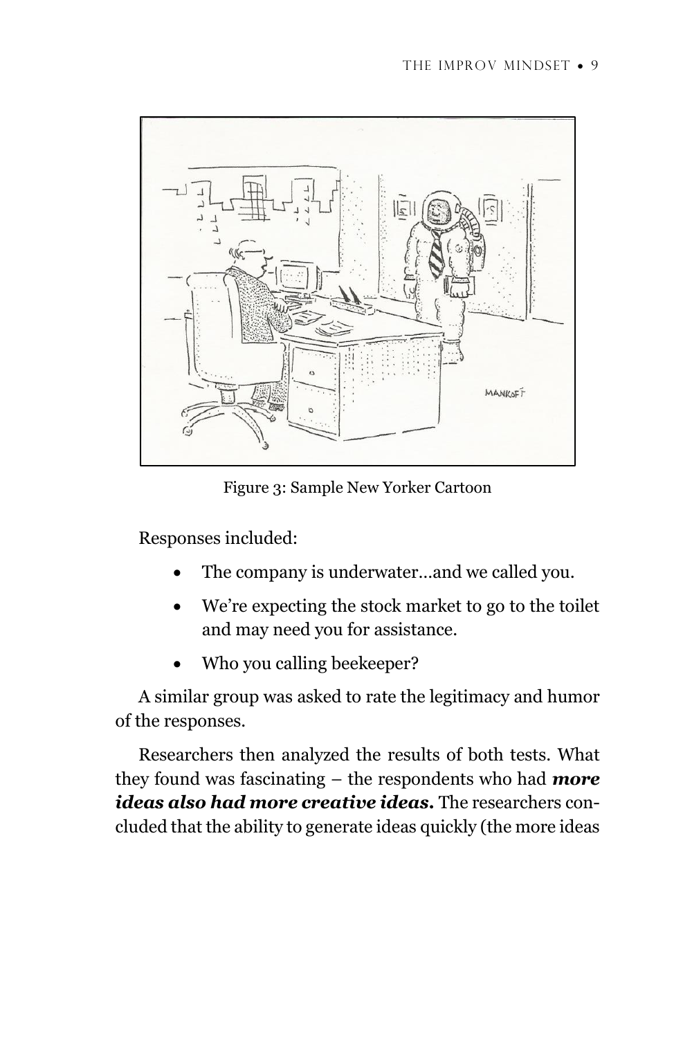Figure 3: Sample New Yorker Cartoon

Responses included:

- The company is underwater…and we called you.
- We're expecting the stock market to go to the toilet and may need you for assistance.
- Who you calling beekeeper?

A similar group was asked to rate the legitimacy and humor of the responses.

Researchers then analyzed the results of both tests. What they found was fascinating – the respondents who had ***more ideas also had more creative ideas.*** The researchers concluded that the ability to generate ideas quickly (the more ideas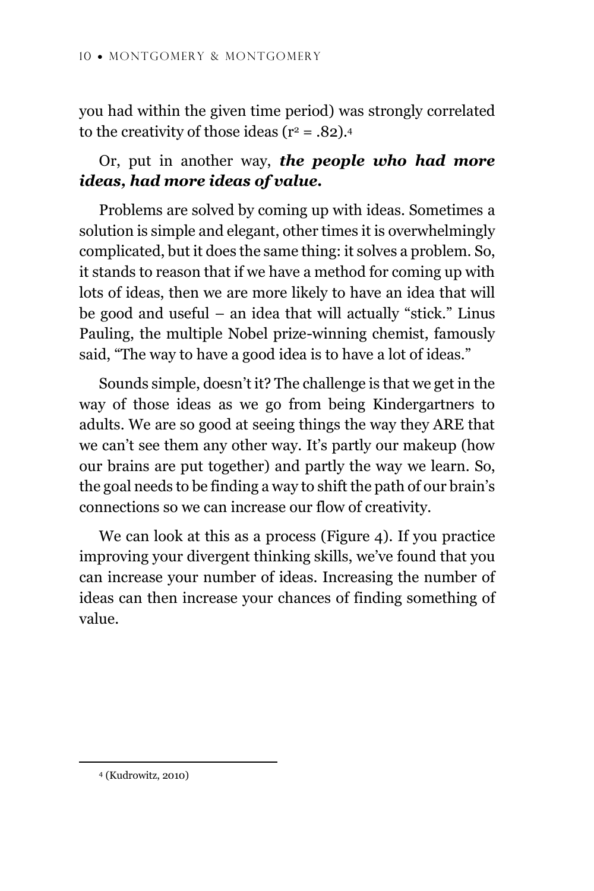you had within the given time period) was strongly correlated to the creativity of those ideas ($r^2 = .82$).[4]

Or, put in another way, ***the people who had more ideas, had more ideas of value.***

Problems are solved by coming up with ideas. Sometimes a solution is simple and elegant, other times it is overwhelmingly complicated, but it does the same thing: it solves a problem. So, it stands to reason that if we have a method for coming up with lots of ideas, then we are more likely to have an idea that will be good and useful – an idea that will actually "stick." Linus Pauling, the multiple Nobel prize-winning chemist, famously said, "The way to have a good idea is to have a lot of ideas."

Sounds simple, doesn't it? The challenge is that we get in the way of those ideas as we go from being Kindergartners to adults. We are so good at seeing things the way they ARE that we can't see them any other way. It's partly our makeup (how our brains are put together) and partly the way we learn. So, the goal needs to be finding a way to shift the path of our brain's connections so we can increase our flow of creativity.

We can look at this as a process (Figure 4). If you practice improving your divergent thinking skills, we've found that you can increase your number of ideas. Increasing the number of ideas can then increase your chances of finding something of value.

---

[4] (Kudrowitz, 2010)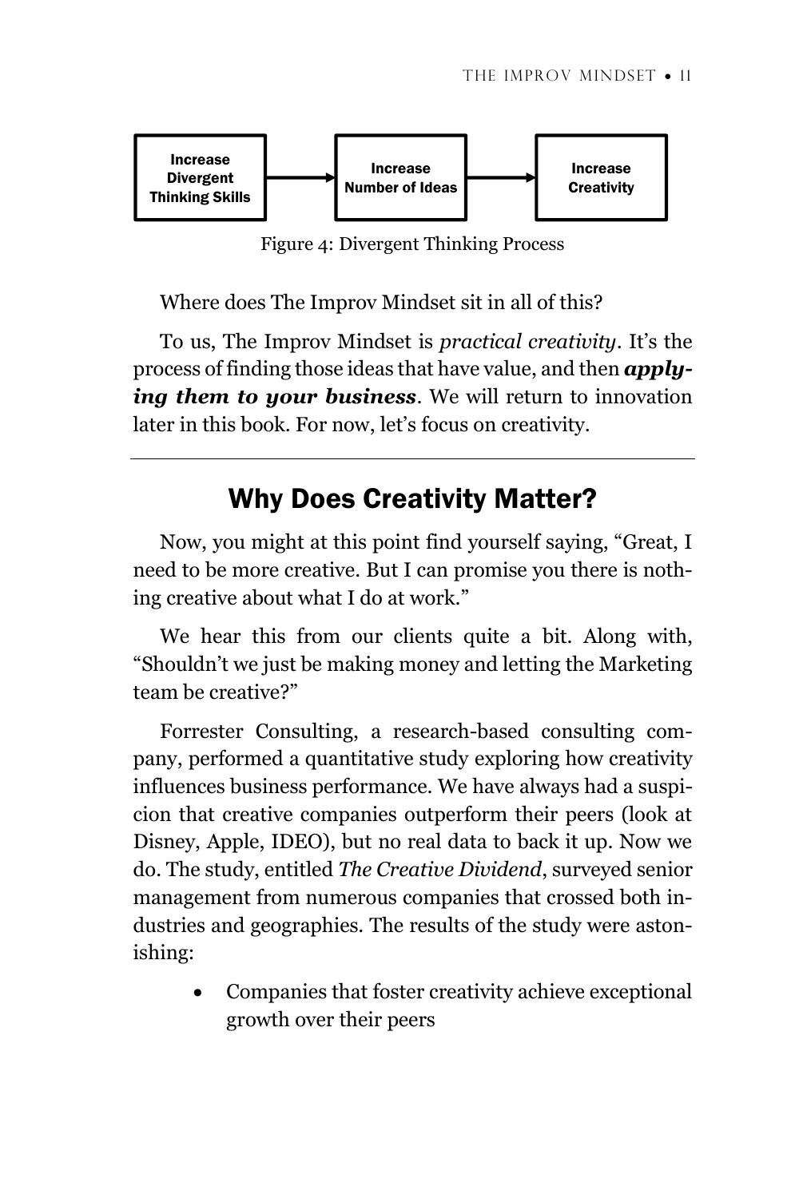Increase Divergent Thinking Skills → Increase Number of Ideas → Increase Creativity

Figure 4: Divergent Thinking Process

Where does The Improv Mindset sit in all of this?

To us, The Improv Mindset is *practical creativity*. It's the process of finding those ideas that have value, and then ***applying them to your business***. We will return to innovation later in this book. For now, let's focus on creativity.

---

## Why Does Creativity Matter?

Now, you might at this point find yourself saying, "Great, I need to be more creative. But I can promise you there is nothing creative about what I do at work."

We hear this from our clients quite a bit. Along with, "Shouldn't we just be making money and letting the Marketing team be creative?"

Forrester Consulting, a research-based consulting company, performed a quantitative study exploring how creativity influences business performance. We have always had a suspicion that creative companies outperform their peers (look at Disney, Apple, IDEO), but no real data to back it up. Now we do. The study, entitled *The Creative Dividend*, surveyed senior management from numerous companies that crossed both industries and geographies. The results of the study were astonishing:

- Companies that foster creativity achieve exceptional growth over their peers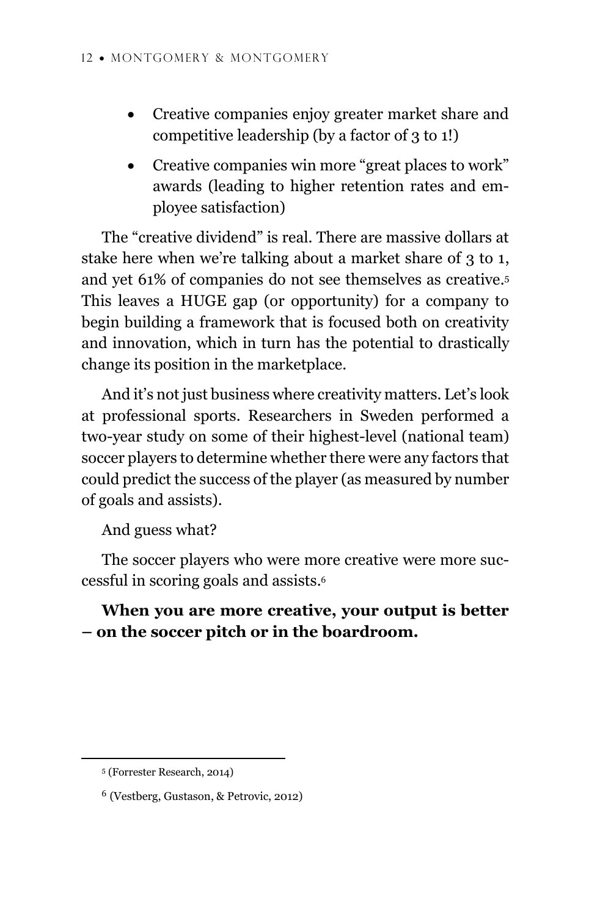- Creative companies enjoy greater market share and competitive leadership (by a factor of 3 to 1!)
- Creative companies win more "great places to work" awards (leading to higher retention rates and employee satisfaction)

The "creative dividend" is real. There are massive dollars at stake here when we're talking about a market share of 3 to 1, and yet 61% of companies do not see themselves as creative.[5] This leaves a HUGE gap (or opportunity) for a company to begin building a framework that is focused both on creativity and innovation, which in turn has the potential to drastically change its position in the marketplace.

And it's not just business where creativity matters. Let's look at professional sports. Researchers in Sweden performed a two-year study on some of their highest-level (national team) soccer players to determine whether there were any factors that could predict the success of the player (as measured by number of goals and assists).

And guess what?

The soccer players who were more creative were more successful in scoring goals and assists.[6]

**When you are more creative, your output is better – on the soccer pitch or in the boardroom.**

---

[5] (Forrester Research, 2014)

[6] (Vestberg, Gustason, & Petrovic, 2012)